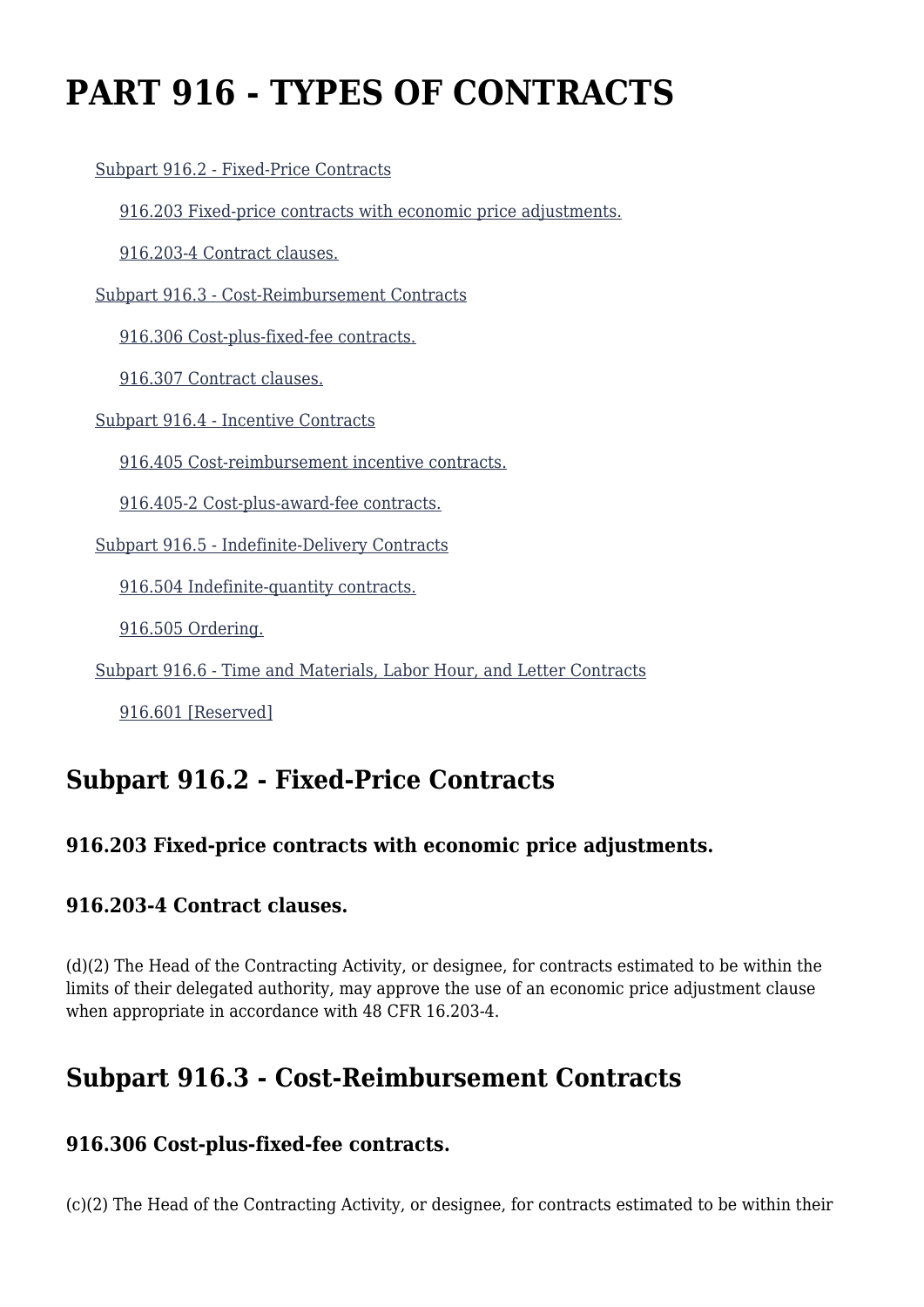# PART 916 - TYPES OF CONTRACTS

- Subpart 916.2 - Fixed-Price Contracts
  - 916.203 Fixed-price contracts with economic price adjustments.
  - 916.203-4 Contract clauses.
- Subpart 916.3 - Cost-Reimbursement Contracts
  - 916.306 Cost-plus-fixed-fee contracts.
  - 916.307 Contract clauses.
- Subpart 916.4 - Incentive Contracts
  - 916.405 Cost-reimbursement incentive contracts.
  - 916.405-2 Cost-plus-award-fee contracts.
- Subpart 916.5 - Indefinite-Delivery Contracts
  - 916.504 Indefinite-quantity contracts.
  - 916.505 Ordering.
- Subpart 916.6 - Time and Materials, Labor Hour, and Letter Contracts
  - 916.601 [Reserved]

## Subpart 916.2 - Fixed-Price Contracts

### 916.203 Fixed-price contracts with economic price adjustments.

### 916.203-4 Contract clauses.

(d)(2) The Head of the Contracting Activity, or designee, for contracts estimated to be within the limits of their delegated authority, may approve the use of an economic price adjustment clause when appropriate in accordance with 48 CFR 16.203-4.

## Subpart 916.3 - Cost-Reimbursement Contracts

### 916.306 Cost-plus-fixed-fee contracts.

(c)(2) The Head of the Contracting Activity, or designee, for contracts estimated to be within their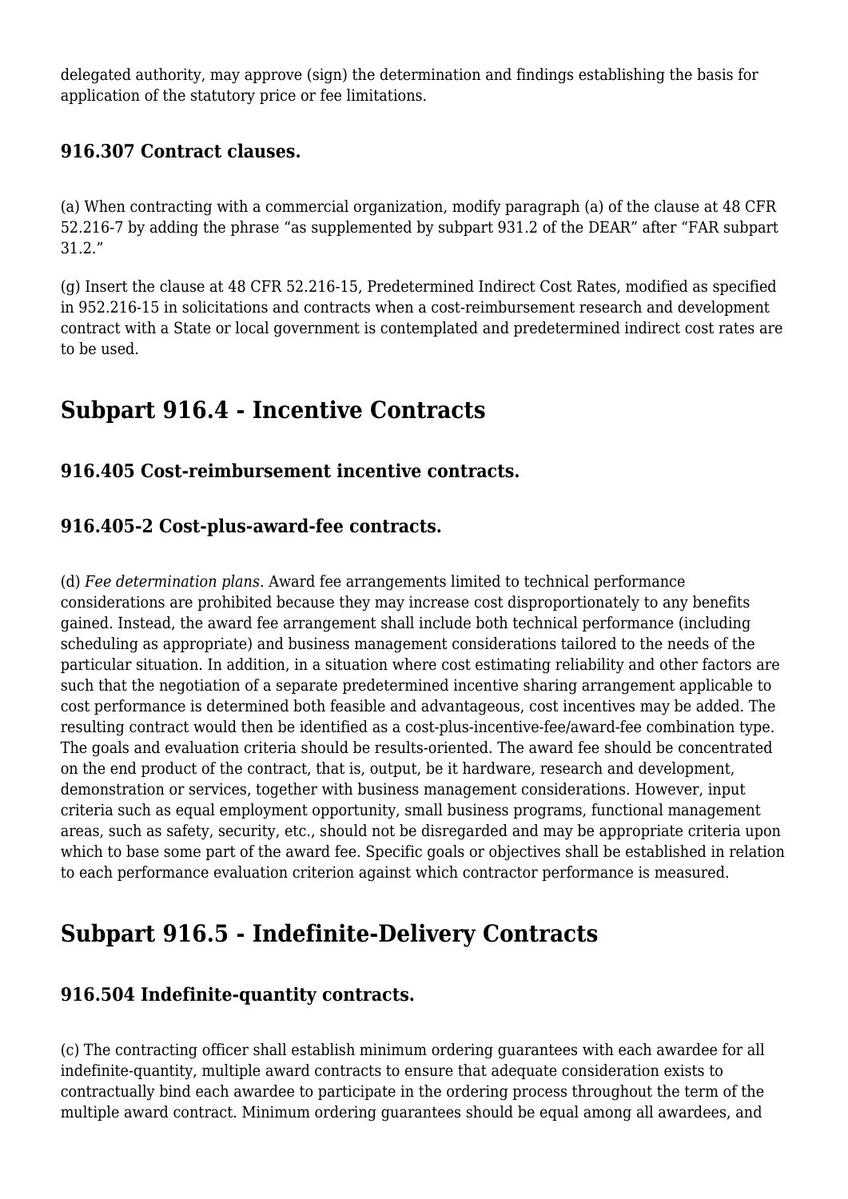delegated authority, may approve (sign) the determination and findings establishing the basis for application of the statutory price or fee limitations.

### 916.307 Contract clauses.

(a) When contracting with a commercial organization, modify paragraph (a) of the clause at 48 CFR 52.216-7 by adding the phrase "as supplemented by subpart 931.2 of the DEAR" after "FAR subpart 31.2."

(g) Insert the clause at 48 CFR 52.216-15, Predetermined Indirect Cost Rates, modified as specified in 952.216-15 in solicitations and contracts when a cost-reimbursement research and development contract with a State or local government is contemplated and predetermined indirect cost rates are to be used.

## Subpart 916.4 - Incentive Contracts

### 916.405 Cost-reimbursement incentive contracts.

### 916.405-2 Cost-plus-award-fee contracts.

(d) *Fee determination plans.* Award fee arrangements limited to technical performance considerations are prohibited because they may increase cost disproportionately to any benefits gained. Instead, the award fee arrangement shall include both technical performance (including scheduling as appropriate) and business management considerations tailored to the needs of the particular situation. In addition, in a situation where cost estimating reliability and other factors are such that the negotiation of a separate predetermined incentive sharing arrangement applicable to cost performance is determined both feasible and advantageous, cost incentives may be added. The resulting contract would then be identified as a cost-plus-incentive-fee/award-fee combination type. The goals and evaluation criteria should be results-oriented. The award fee should be concentrated on the end product of the contract, that is, output, be it hardware, research and development, demonstration or services, together with business management considerations. However, input criteria such as equal employment opportunity, small business programs, functional management areas, such as safety, security, etc., should not be disregarded and may be appropriate criteria upon which to base some part of the award fee. Specific goals or objectives shall be established in relation to each performance evaluation criterion against which contractor performance is measured.

## Subpart 916.5 - Indefinite-Delivery Contracts

### 916.504 Indefinite-quantity contracts.

(c) The contracting officer shall establish minimum ordering guarantees with each awardee for all indefinite-quantity, multiple award contracts to ensure that adequate consideration exists to contractually bind each awardee to participate in the ordering process throughout the term of the multiple award contract. Minimum ordering guarantees should be equal among all awardees, and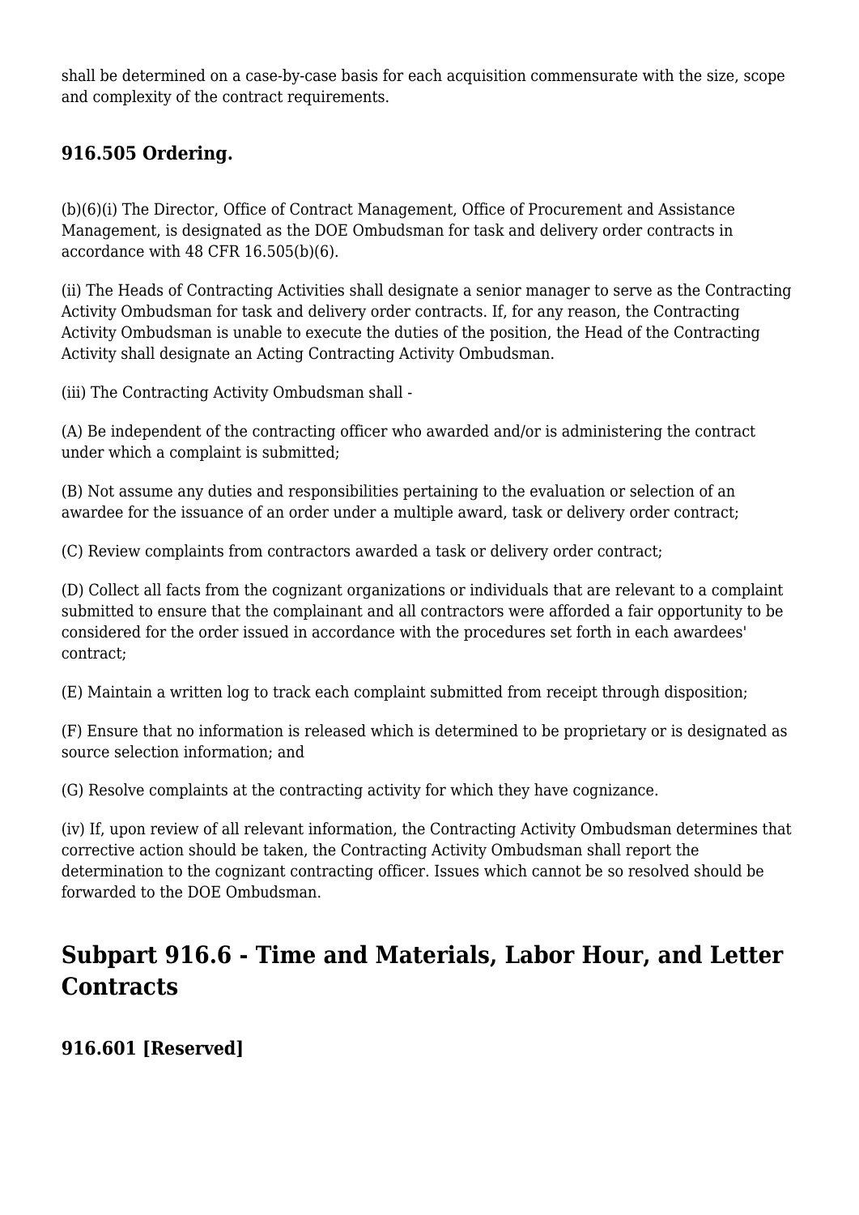shall be determined on a case-by-case basis for each acquisition commensurate with the size, scope and complexity of the contract requirements.

### 916.505 Ordering.

(b)(6)(i) The Director, Office of Contract Management, Office of Procurement and Assistance Management, is designated as the DOE Ombudsman for task and delivery order contracts in accordance with 48 CFR 16.505(b)(6).

(ii) The Heads of Contracting Activities shall designate a senior manager to serve as the Contracting Activity Ombudsman for task and delivery order contracts. If, for any reason, the Contracting Activity Ombudsman is unable to execute the duties of the position, the Head of the Contracting Activity shall designate an Acting Contracting Activity Ombudsman.

(iii) The Contracting Activity Ombudsman shall -

(A) Be independent of the contracting officer who awarded and/or is administering the contract under which a complaint is submitted;

(B) Not assume any duties and responsibilities pertaining to the evaluation or selection of an awardee for the issuance of an order under a multiple award, task or delivery order contract;

(C) Review complaints from contractors awarded a task or delivery order contract;

(D) Collect all facts from the cognizant organizations or individuals that are relevant to a complaint submitted to ensure that the complainant and all contractors were afforded a fair opportunity to be considered for the order issued in accordance with the procedures set forth in each awardees' contract;

(E) Maintain a written log to track each complaint submitted from receipt through disposition;

(F) Ensure that no information is released which is determined to be proprietary or is designated as source selection information; and

(G) Resolve complaints at the contracting activity for which they have cognizance.

(iv) If, upon review of all relevant information, the Contracting Activity Ombudsman determines that corrective action should be taken, the Contracting Activity Ombudsman shall report the determination to the cognizant contracting officer. Issues which cannot be so resolved should be forwarded to the DOE Ombudsman.

## Subpart 916.6 - Time and Materials, Labor Hour, and Letter Contracts

### 916.601 [Reserved]